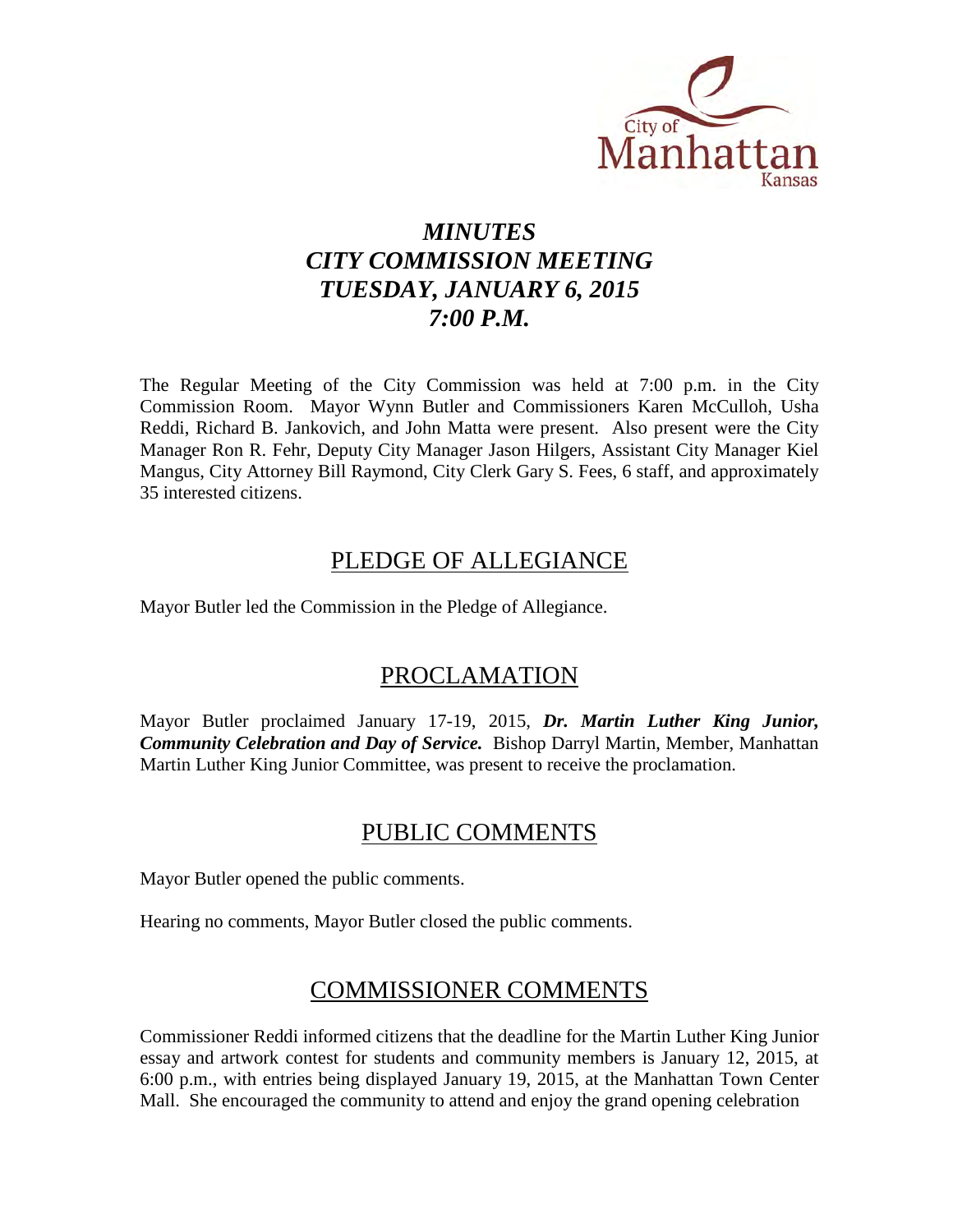# *MINUTES*
# *CITY COMMISSION MEETING*
# *TUESDAY, JANUARY 6, 2015*
# *7:00 P.M.*

The Regular Meeting of the City Commission was held at 7:00 p.m. in the City Commission Room. Mayor Wynn Butler and Commissioners Karen McCulloh, Usha Reddi, Richard B. Jankovich, and John Matta were present. Also present were the City Manager Ron R. Fehr, Deputy City Manager Jason Hilgers, Assistant City Manager Kiel Mangus, City Attorney Bill Raymond, City Clerk Gary S. Fees, 6 staff, and approximately 35 interested citizens.

## PLEDGE OF ALLEGIANCE

Mayor Butler led the Commission in the Pledge of Allegiance.

## PROCLAMATION

Mayor Butler proclaimed January 17-19, 2015, ***Dr. Martin Luther King Junior, Community Celebration and Day of Service.*** Bishop Darryl Martin, Member, Manhattan Martin Luther King Junior Committee, was present to receive the proclamation.

## PUBLIC COMMENTS

Mayor Butler opened the public comments.

Hearing no comments, Mayor Butler closed the public comments.

## COMMISSIONER COMMENTS

Commissioner Reddi informed citizens that the deadline for the Martin Luther King Junior essay and artwork contest for students and community members is January 12, 2015, at 6:00 p.m., with entries being displayed January 19, 2015, at the Manhattan Town Center Mall. She encouraged the community to attend and enjoy the grand opening celebration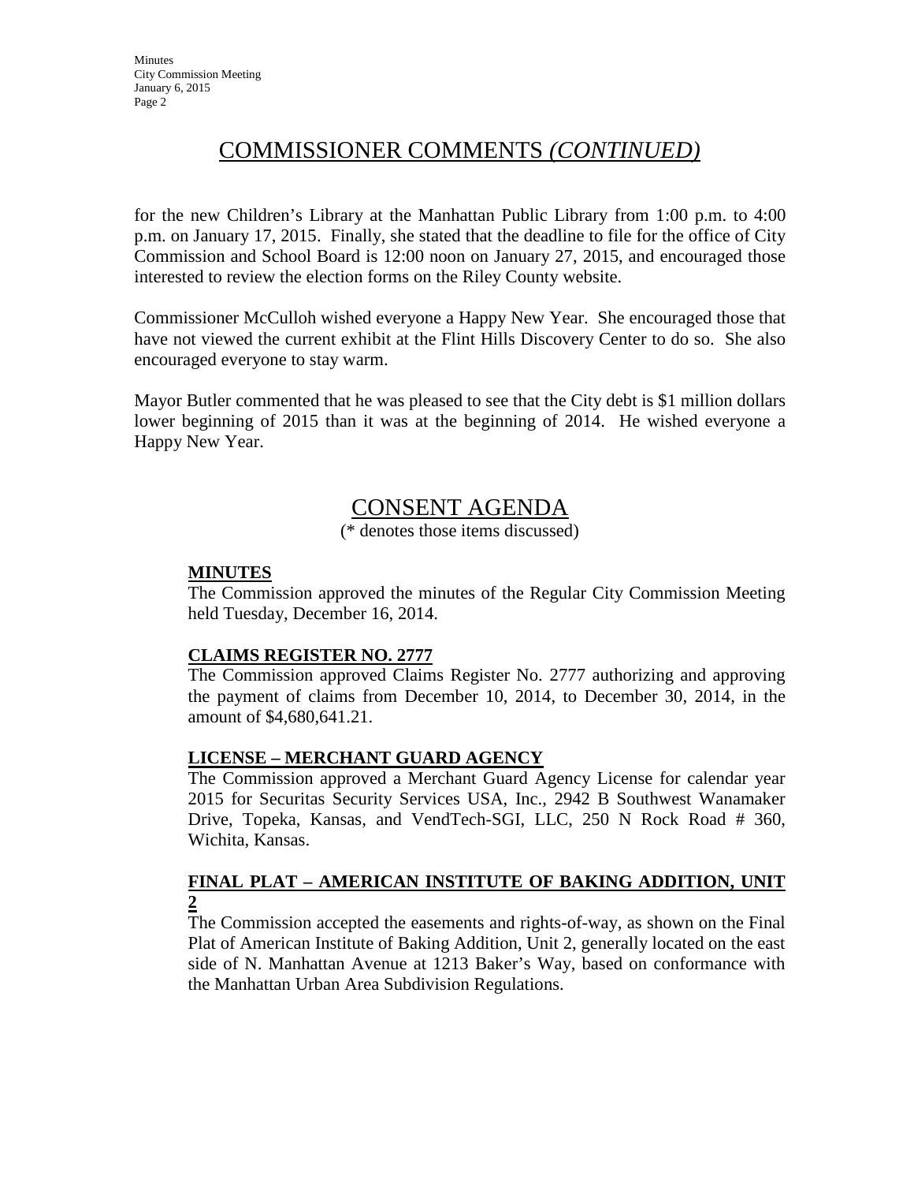## COMMISSIONER COMMENTS *(CONTINUED)*

for the new Children's Library at the Manhattan Public Library from 1:00 p.m. to 4:00 p.m. on January 17, 2015. Finally, she stated that the deadline to file for the office of City Commission and School Board is 12:00 noon on January 27, 2015, and encouraged those interested to review the election forms on the Riley County website.

Commissioner McCulloh wished everyone a Happy New Year. She encouraged those that have not viewed the current exhibit at the Flint Hills Discovery Center to do so. She also encouraged everyone to stay warm.

Mayor Butler commented that he was pleased to see that the City debt is $1 million dollars lower beginning of 2015 than it was at the beginning of 2014. He wished everyone a Happy New Year.

## CONSENT AGENDA

(* denotes those items discussed)

### MINUTES

The Commission approved the minutes of the Regular City Commission Meeting held Tuesday, December 16, 2014.

### CLAIMS REGISTER NO. 2777

The Commission approved Claims Register No. 2777 authorizing and approving the payment of claims from December 10, 2014, to December 30, 2014, in the amount of $4,680,641.21.

### LICENSE – MERCHANT GUARD AGENCY

The Commission approved a Merchant Guard Agency License for calendar year 2015 for Securitas Security Services USA, Inc., 2942 B Southwest Wanamaker Drive, Topeka, Kansas, and VendTech-SGI, LLC, 250 N Rock Road # 360, Wichita, Kansas.

### FINAL PLAT – AMERICAN INSTITUTE OF BAKING ADDITION, UNIT 2

The Commission accepted the easements and rights-of-way, as shown on the Final Plat of American Institute of Baking Addition, Unit 2, generally located on the east side of N. Manhattan Avenue at 1213 Baker's Way, based on conformance with the Manhattan Urban Area Subdivision Regulations.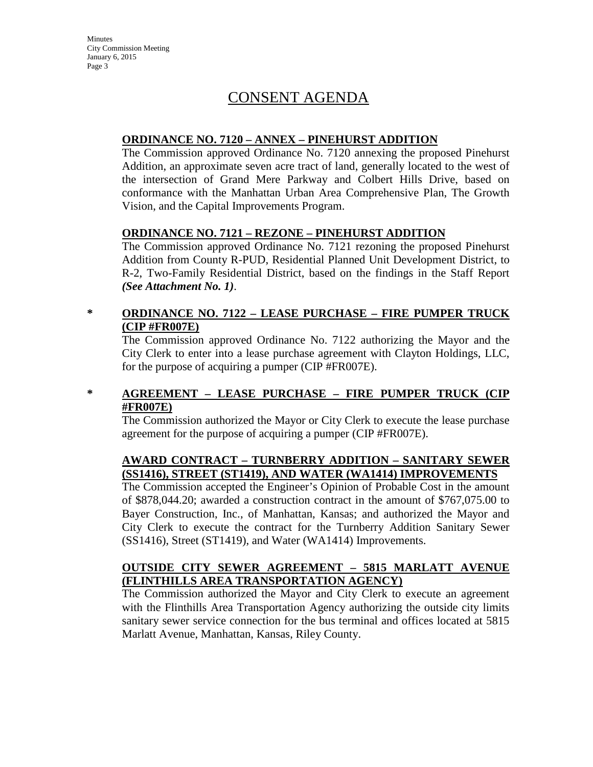# CONSENT AGENDA

**ORDINANCE NO. 7120 – ANNEX – PINEHURST ADDITION**

The Commission approved Ordinance No. 7120 annexing the proposed Pinehurst Addition, an approximate seven acre tract of land, generally located to the west of the intersection of Grand Mere Parkway and Colbert Hills Drive, based on conformance with the Manhattan Urban Area Comprehensive Plan, The Growth Vision, and the Capital Improvements Program.

**ORDINANCE NO. 7121 – REZONE – PINEHURST ADDITION**

The Commission approved Ordinance No. 7121 rezoning the proposed Pinehurst Addition from County R-PUD, Residential Planned Unit Development District, to R-2, Two-Family Residential District, based on the findings in the Staff Report ***(See Attachment No. 1)***.

\* **ORDINANCE NO. 7122 – LEASE PURCHASE – FIRE PUMPER TRUCK (CIP #FR007E)**

The Commission approved Ordinance No. 7122 authorizing the Mayor and the City Clerk to enter into a lease purchase agreement with Clayton Holdings, LLC, for the purpose of acquiring a pumper (CIP #FR007E).

\* **AGREEMENT – LEASE PURCHASE – FIRE PUMPER TRUCK (CIP #FR007E)**

The Commission authorized the Mayor or City Clerk to execute the lease purchase agreement for the purpose of acquiring a pumper (CIP #FR007E).

**AWARD CONTRACT – TURNBERRY ADDITION – SANITARY SEWER (SS1416), STREET (ST1419), AND WATER (WA1414) IMPROVEMENTS**

The Commission accepted the Engineer's Opinion of Probable Cost in the amount of $878,044.20; awarded a construction contract in the amount of $767,075.00 to Bayer Construction, Inc., of Manhattan, Kansas; and authorized the Mayor and City Clerk to execute the contract for the Turnberry Addition Sanitary Sewer (SS1416), Street (ST1419), and Water (WA1414) Improvements.

**OUTSIDE CITY SEWER AGREEMENT – 5815 MARLATT AVENUE (FLINTHILLS AREA TRANSPORTATION AGENCY)**

The Commission authorized the Mayor and City Clerk to execute an agreement with the Flinthills Area Transportation Agency authorizing the outside city limits sanitary sewer service connection for the bus terminal and offices located at 5815 Marlatt Avenue, Manhattan, Kansas, Riley County.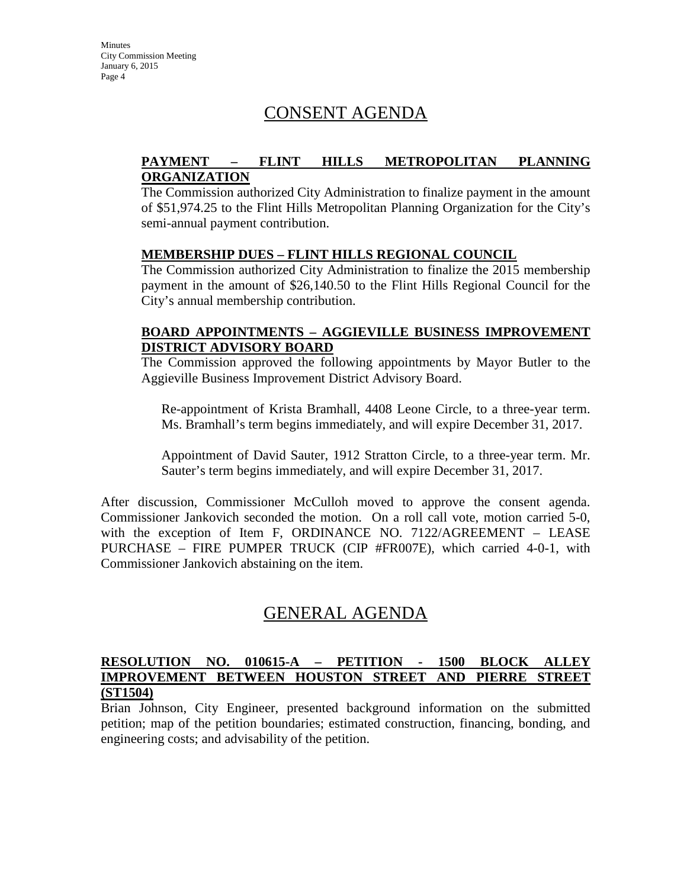# CONSENT AGENDA

**PAYMENT – FLINT HILLS METROPOLITAN PLANNING ORGANIZATION**

The Commission authorized City Administration to finalize payment in the amount of $51,974.25 to the Flint Hills Metropolitan Planning Organization for the City's semi-annual payment contribution.

**MEMBERSHIP DUES – FLINT HILLS REGIONAL COUNCIL**

The Commission authorized City Administration to finalize the 2015 membership payment in the amount of $26,140.50 to the Flint Hills Regional Council for the City's annual membership contribution.

**BOARD APPOINTMENTS – AGGIEVILLE BUSINESS IMPROVEMENT DISTRICT ADVISORY BOARD**

The Commission approved the following appointments by Mayor Butler to the Aggieville Business Improvement District Advisory Board.

Re-appointment of Krista Bramhall, 4408 Leone Circle, to a three-year term. Ms. Bramhall's term begins immediately, and will expire December 31, 2017.

Appointment of David Sauter, 1912 Stratton Circle, to a three-year term. Mr. Sauter's term begins immediately, and will expire December 31, 2017.

After discussion, Commissioner McCulloh moved to approve the consent agenda. Commissioner Jankovich seconded the motion. On a roll call vote, motion carried 5-0, with the exception of Item F, ORDINANCE NO. 7122/AGREEMENT – LEASE PURCHASE – FIRE PUMPER TRUCK (CIP #FR007E), which carried 4-0-1, with Commissioner Jankovich abstaining on the item.

# GENERAL AGENDA

**RESOLUTION NO. 010615-A – PETITION - 1500 BLOCK ALLEY IMPROVEMENT BETWEEN HOUSTON STREET AND PIERRE STREET (ST1504)**

Brian Johnson, City Engineer, presented background information on the submitted petition; map of the petition boundaries; estimated construction, financing, bonding, and engineering costs; and advisability of the petition.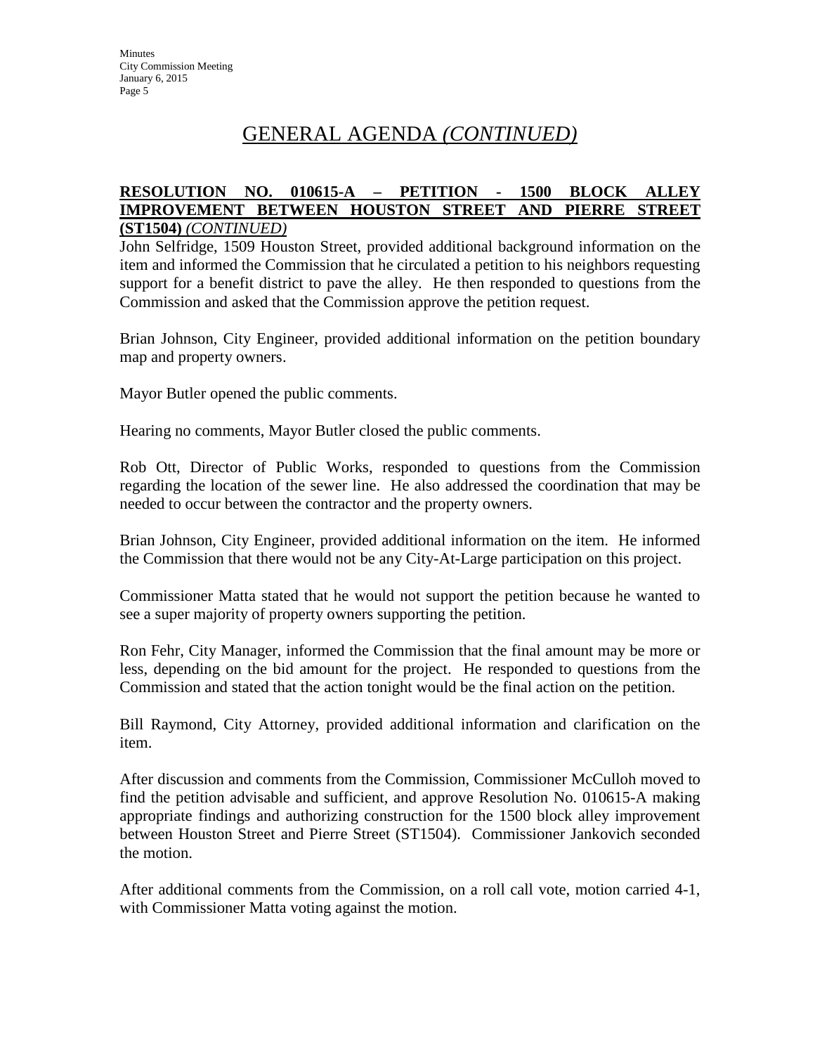# GENERAL AGENDA *(CONTINUED)*

**RESOLUTION NO. 010615-A – PETITION - 1500 BLOCK ALLEY IMPROVEMENT BETWEEN HOUSTON STREET AND PIERRE STREET (ST1504)** *(CONTINUED)*

John Selfridge, 1509 Houston Street, provided additional background information on the item and informed the Commission that he circulated a petition to his neighbors requesting support for a benefit district to pave the alley. He then responded to questions from the Commission and asked that the Commission approve the petition request.

Brian Johnson, City Engineer, provided additional information on the petition boundary map and property owners.

Mayor Butler opened the public comments.

Hearing no comments, Mayor Butler closed the public comments.

Rob Ott, Director of Public Works, responded to questions from the Commission regarding the location of the sewer line. He also addressed the coordination that may be needed to occur between the contractor and the property owners.

Brian Johnson, City Engineer, provided additional information on the item. He informed the Commission that there would not be any City-At-Large participation on this project.

Commissioner Matta stated that he would not support the petition because he wanted to see a super majority of property owners supporting the petition.

Ron Fehr, City Manager, informed the Commission that the final amount may be more or less, depending on the bid amount for the project. He responded to questions from the Commission and stated that the action tonight would be the final action on the petition.

Bill Raymond, City Attorney, provided additional information and clarification on the item.

After discussion and comments from the Commission, Commissioner McCulloh moved to find the petition advisable and sufficient, and approve Resolution No. 010615-A making appropriate findings and authorizing construction for the 1500 block alley improvement between Houston Street and Pierre Street (ST1504). Commissioner Jankovich seconded the motion.

After additional comments from the Commission, on a roll call vote, motion carried 4-1, with Commissioner Matta voting against the motion.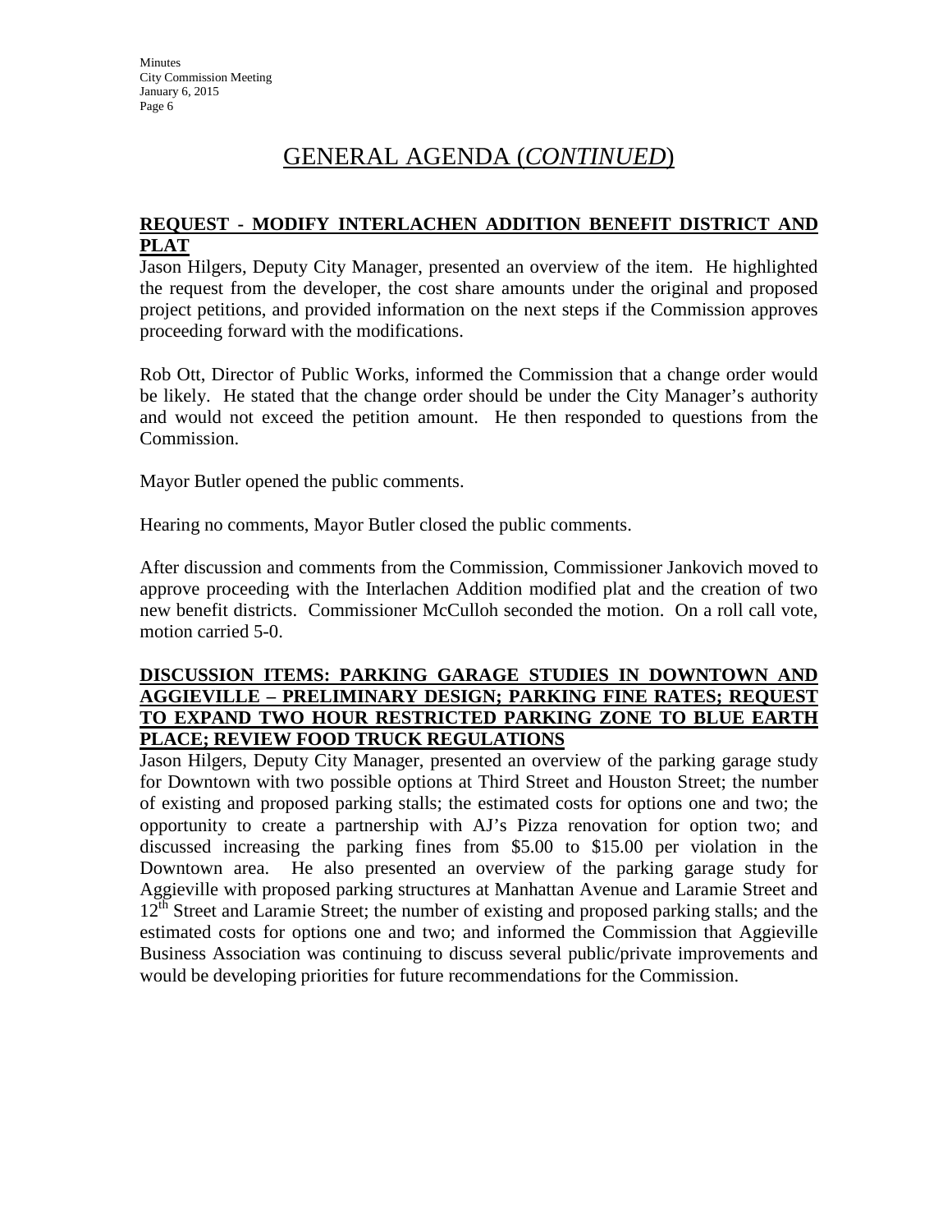## GENERAL AGENDA (*CONTINUED*)

**REQUEST - MODIFY INTERLACHEN ADDITION BENEFIT DISTRICT AND PLAT**

Jason Hilgers, Deputy City Manager, presented an overview of the item. He highlighted the request from the developer, the cost share amounts under the original and proposed project petitions, and provided information on the next steps if the Commission approves proceeding forward with the modifications.

Rob Ott, Director of Public Works, informed the Commission that a change order would be likely. He stated that the change order should be under the City Manager's authority and would not exceed the petition amount. He then responded to questions from the Commission.

Mayor Butler opened the public comments.

Hearing no comments, Mayor Butler closed the public comments.

After discussion and comments from the Commission, Commissioner Jankovich moved to approve proceeding with the Interlachen Addition modified plat and the creation of two new benefit districts. Commissioner McCulloh seconded the motion. On a roll call vote, motion carried 5-0.

**DISCUSSION ITEMS: PARKING GARAGE STUDIES IN DOWNTOWN AND AGGIEVILLE – PRELIMINARY DESIGN; PARKING FINE RATES; REQUEST TO EXPAND TWO HOUR RESTRICTED PARKING ZONE TO BLUE EARTH PLACE; REVIEW FOOD TRUCK REGULATIONS**

Jason Hilgers, Deputy City Manager, presented an overview of the parking garage study for Downtown with two possible options at Third Street and Houston Street; the number of existing and proposed parking stalls; the estimated costs for options one and two; the opportunity to create a partnership with AJ's Pizza renovation for option two; and discussed increasing the parking fines from $5.00 to $15.00 per violation in the Downtown area. He also presented an overview of the parking garage study for Aggieville with proposed parking structures at Manhattan Avenue and Laramie Street and 12th Street and Laramie Street; the number of existing and proposed parking stalls; and the estimated costs for options one and two; and informed the Commission that Aggieville Business Association was continuing to discuss several public/private improvements and would be developing priorities for future recommendations for the Commission.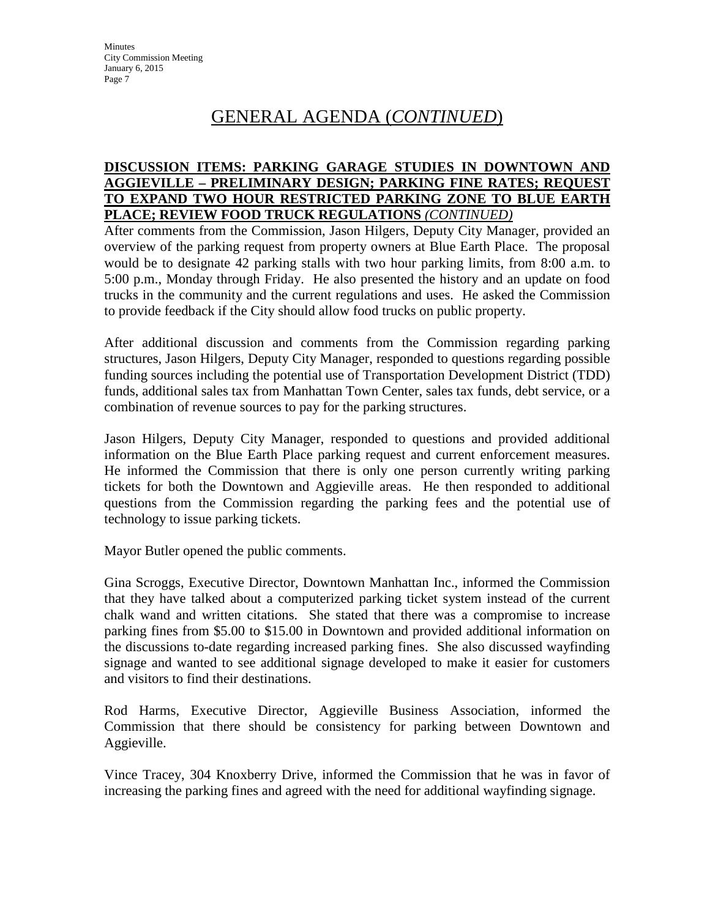# GENERAL AGENDA (*CONTINUED*)

**DISCUSSION ITEMS: PARKING GARAGE STUDIES IN DOWNTOWN AND AGGIEVILLE – PRELIMINARY DESIGN; PARKING FINE RATES; REQUEST TO EXPAND TWO HOUR RESTRICTED PARKING ZONE TO BLUE EARTH PLACE; REVIEW FOOD TRUCK REGULATIONS *(CONTINUED)***

After comments from the Commission, Jason Hilgers, Deputy City Manager, provided an overview of the parking request from property owners at Blue Earth Place. The proposal would be to designate 42 parking stalls with two hour parking limits, from 8:00 a.m. to 5:00 p.m., Monday through Friday. He also presented the history and an update on food trucks in the community and the current regulations and uses. He asked the Commission to provide feedback if the City should allow food trucks on public property.

After additional discussion and comments from the Commission regarding parking structures, Jason Hilgers, Deputy City Manager, responded to questions regarding possible funding sources including the potential use of Transportation Development District (TDD) funds, additional sales tax from Manhattan Town Center, sales tax funds, debt service, or a combination of revenue sources to pay for the parking structures.

Jason Hilgers, Deputy City Manager, responded to questions and provided additional information on the Blue Earth Place parking request and current enforcement measures. He informed the Commission that there is only one person currently writing parking tickets for both the Downtown and Aggieville areas. He then responded to additional questions from the Commission regarding the parking fees and the potential use of technology to issue parking tickets.

Mayor Butler opened the public comments.

Gina Scroggs, Executive Director, Downtown Manhattan Inc., informed the Commission that they have talked about a computerized parking ticket system instead of the current chalk wand and written citations. She stated that there was a compromise to increase parking fines from $5.00 to $15.00 in Downtown and provided additional information on the discussions to-date regarding increased parking fines. She also discussed wayfinding signage and wanted to see additional signage developed to make it easier for customers and visitors to find their destinations.

Rod Harms, Executive Director, Aggieville Business Association, informed the Commission that there should be consistency for parking between Downtown and Aggieville.

Vince Tracey, 304 Knoxberry Drive, informed the Commission that he was in favor of increasing the parking fines and agreed with the need for additional wayfinding signage.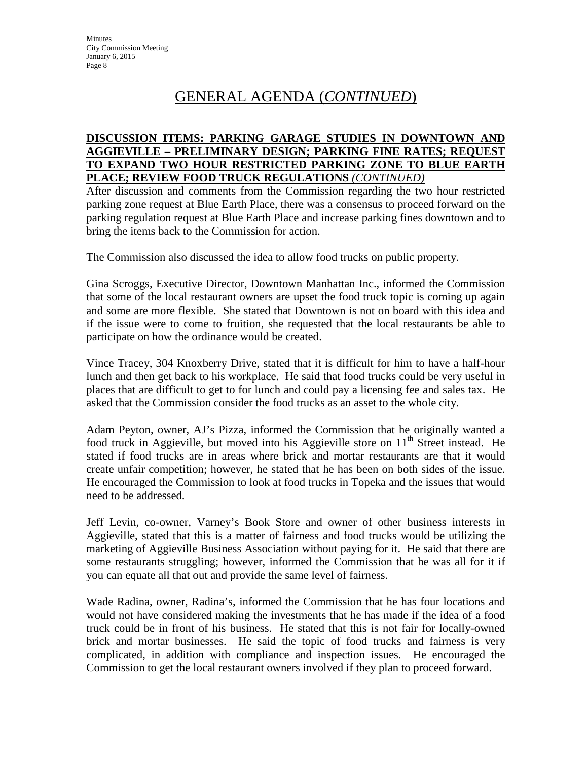# GENERAL AGENDA (*CONTINUED*)

**DISCUSSION ITEMS: PARKING GARAGE STUDIES IN DOWNTOWN AND AGGIEVILLE – PRELIMINARY DESIGN; PARKING FINE RATES; REQUEST TO EXPAND TWO HOUR RESTRICTED PARKING ZONE TO BLUE EARTH PLACE; REVIEW FOOD TRUCK REGULATIONS** *(CONTINUED)*

After discussion and comments from the Commission regarding the two hour restricted parking zone request at Blue Earth Place, there was a consensus to proceed forward on the parking regulation request at Blue Earth Place and increase parking fines downtown and to bring the items back to the Commission for action.

The Commission also discussed the idea to allow food trucks on public property.

Gina Scroggs, Executive Director, Downtown Manhattan Inc., informed the Commission that some of the local restaurant owners are upset the food truck topic is coming up again and some are more flexible. She stated that Downtown is not on board with this idea and if the issue were to come to fruition, she requested that the local restaurants be able to participate on how the ordinance would be created.

Vince Tracey, 304 Knoxberry Drive, stated that it is difficult for him to have a half-hour lunch and then get back to his workplace. He said that food trucks could be very useful in places that are difficult to get to for lunch and could pay a licensing fee and sales tax. He asked that the Commission consider the food trucks as an asset to the whole city.

Adam Peyton, owner, AJ's Pizza, informed the Commission that he originally wanted a food truck in Aggieville, but moved into his Aggieville store on 11th Street instead. He stated if food trucks are in areas where brick and mortar restaurants are that it would create unfair competition; however, he stated that he has been on both sides of the issue. He encouraged the Commission to look at food trucks in Topeka and the issues that would need to be addressed.

Jeff Levin, co-owner, Varney's Book Store and owner of other business interests in Aggieville, stated that this is a matter of fairness and food trucks would be utilizing the marketing of Aggieville Business Association without paying for it. He said that there are some restaurants struggling; however, informed the Commission that he was all for it if you can equate all that out and provide the same level of fairness.

Wade Radina, owner, Radina's, informed the Commission that he has four locations and would not have considered making the investments that he has made if the idea of a food truck could be in front of his business. He stated that this is not fair for locally-owned brick and mortar businesses. He said the topic of food trucks and fairness is very complicated, in addition with compliance and inspection issues. He encouraged the Commission to get the local restaurant owners involved if they plan to proceed forward.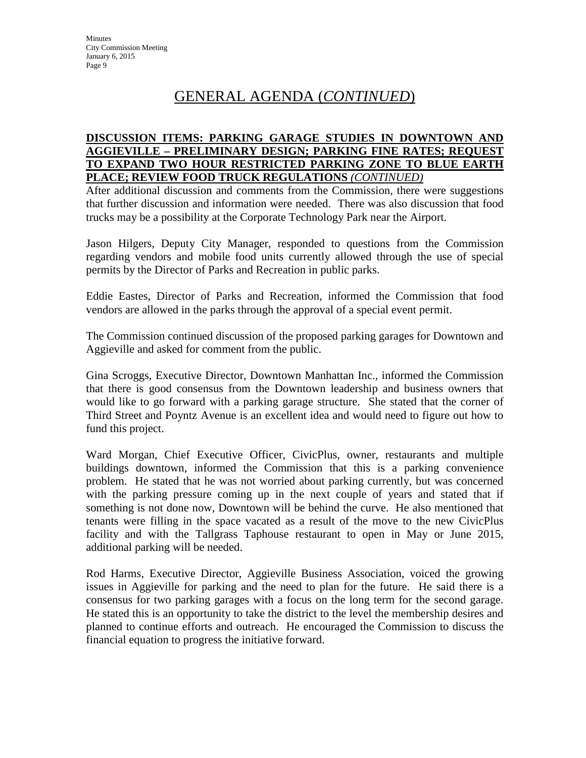# GENERAL AGENDA (*CONTINUED*)

**DISCUSSION ITEMS: PARKING GARAGE STUDIES IN DOWNTOWN AND AGGIEVILLE – PRELIMINARY DESIGN; PARKING FINE RATES; REQUEST TO EXPAND TWO HOUR RESTRICTED PARKING ZONE TO BLUE EARTH PLACE; REVIEW FOOD TRUCK REGULATIONS** ***(CONTINUED)***

After additional discussion and comments from the Commission, there were suggestions that further discussion and information were needed. There was also discussion that food trucks may be a possibility at the Corporate Technology Park near the Airport.

Jason Hilgers, Deputy City Manager, responded to questions from the Commission regarding vendors and mobile food units currently allowed through the use of special permits by the Director of Parks and Recreation in public parks.

Eddie Eastes, Director of Parks and Recreation, informed the Commission that food vendors are allowed in the parks through the approval of a special event permit.

The Commission continued discussion of the proposed parking garages for Downtown and Aggieville and asked for comment from the public.

Gina Scroggs, Executive Director, Downtown Manhattan Inc., informed the Commission that there is good consensus from the Downtown leadership and business owners that would like to go forward with a parking garage structure. She stated that the corner of Third Street and Poyntz Avenue is an excellent idea and would need to figure out how to fund this project.

Ward Morgan, Chief Executive Officer, CivicPlus, owner, restaurants and multiple buildings downtown, informed the Commission that this is a parking convenience problem. He stated that he was not worried about parking currently, but was concerned with the parking pressure coming up in the next couple of years and stated that if something is not done now, Downtown will be behind the curve. He also mentioned that tenants were filling in the space vacated as a result of the move to the new CivicPlus facility and with the Tallgrass Taphouse restaurant to open in May or June 2015, additional parking will be needed.

Rod Harms, Executive Director, Aggieville Business Association, voiced the growing issues in Aggieville for parking and the need to plan for the future. He said there is a consensus for two parking garages with a focus on the long term for the second garage. He stated this is an opportunity to take the district to the level the membership desires and planned to continue efforts and outreach. He encouraged the Commission to discuss the financial equation to progress the initiative forward.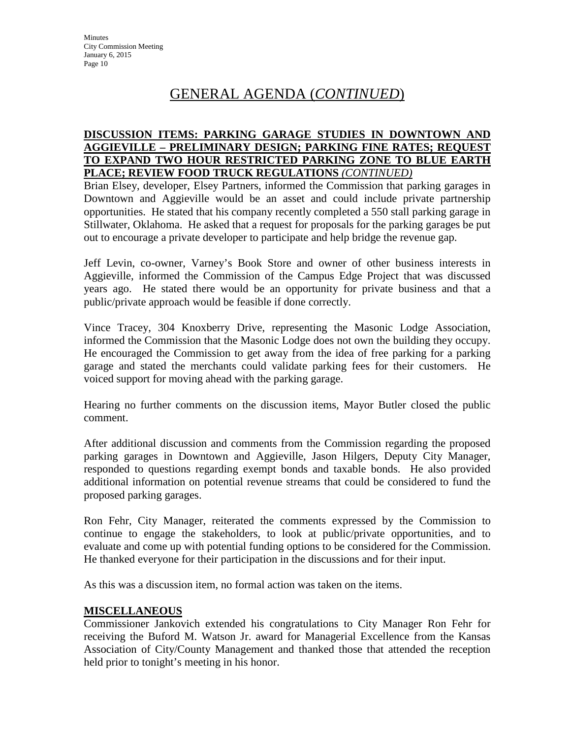# GENERAL AGENDA (*CONTINUED*)

**DISCUSSION ITEMS: PARKING GARAGE STUDIES IN DOWNTOWN AND AGGIEVILLE – PRELIMINARY DESIGN; PARKING FINE RATES; REQUEST TO EXPAND TWO HOUR RESTRICTED PARKING ZONE TO BLUE EARTH PLACE; REVIEW FOOD TRUCK REGULATIONS** ***(CONTINUED)***

Brian Elsey, developer, Elsey Partners, informed the Commission that parking garages in Downtown and Aggieville would be an asset and could include private partnership opportunities. He stated that his company recently completed a 550 stall parking garage in Stillwater, Oklahoma. He asked that a request for proposals for the parking garages be put out to encourage a private developer to participate and help bridge the revenue gap.

Jeff Levin, co-owner, Varney's Book Store and owner of other business interests in Aggieville, informed the Commission of the Campus Edge Project that was discussed years ago. He stated there would be an opportunity for private business and that a public/private approach would be feasible if done correctly.

Vince Tracey, 304 Knoxberry Drive, representing the Masonic Lodge Association, informed the Commission that the Masonic Lodge does not own the building they occupy. He encouraged the Commission to get away from the idea of free parking for a parking garage and stated the merchants could validate parking fees for their customers. He voiced support for moving ahead with the parking garage.

Hearing no further comments on the discussion items, Mayor Butler closed the public comment.

After additional discussion and comments from the Commission regarding the proposed parking garages in Downtown and Aggieville, Jason Hilgers, Deputy City Manager, responded to questions regarding exempt bonds and taxable bonds. He also provided additional information on potential revenue streams that could be considered to fund the proposed parking garages.

Ron Fehr, City Manager, reiterated the comments expressed by the Commission to continue to engage the stakeholders, to look at public/private opportunities, and to evaluate and come up with potential funding options to be considered for the Commission. He thanked everyone for their participation in the discussions and for their input.

As this was a discussion item, no formal action was taken on the items.

**MISCELLANEOUS**

Commissioner Jankovich extended his congratulations to City Manager Ron Fehr for receiving the Buford M. Watson Jr. award for Managerial Excellence from the Kansas Association of City/County Management and thanked those that attended the reception held prior to tonight's meeting in his honor.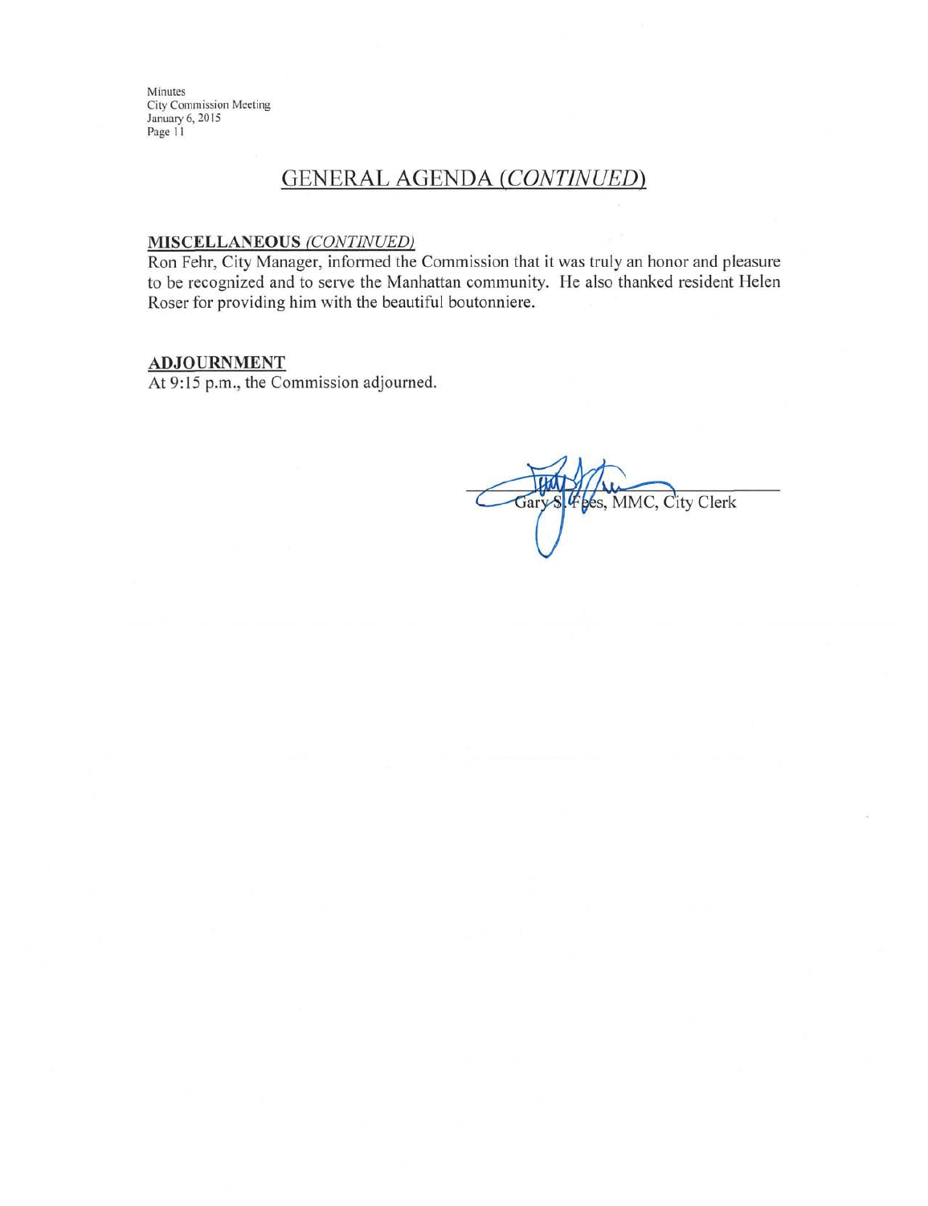## GENERAL AGENDA *(CONTINUED)*

**MISCELLANEOUS** *(CONTINUED)*

Ron Fehr, City Manager, informed the Commission that it was truly an honor and pleasure to be recognized and to serve the Manhattan community. He also thanked resident Helen Roser for providing him with the beautiful boutonniere.

**ADJOURNMENT**

At 9:15 p.m., the Commission adjourned.

Gary S. Fees, MMC, City Clerk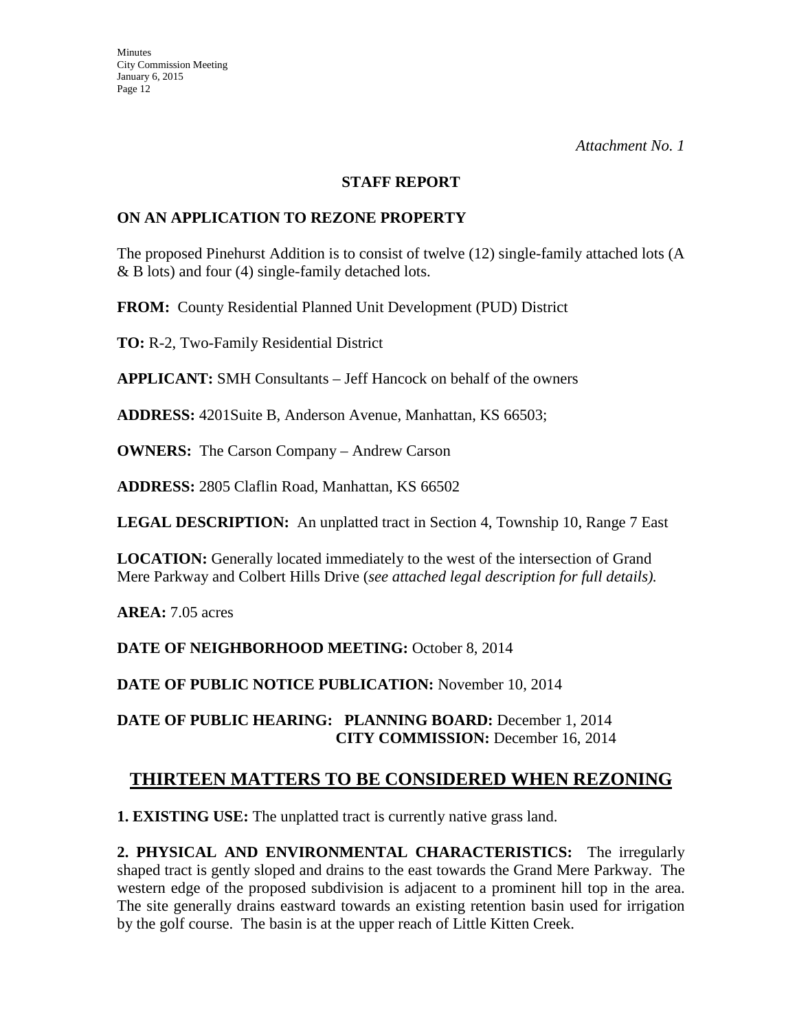*Attachment No. 1*

**STAFF REPORT**

**ON AN APPLICATION TO REZONE PROPERTY**

The proposed Pinehurst Addition is to consist of twelve (12) single-family attached lots (A & B lots) and four (4) single-family detached lots.

**FROM:** County Residential Planned Unit Development (PUD) District

**TO:** R-2, Two-Family Residential District

**APPLICANT:** SMH Consultants – Jeff Hancock on behalf of the owners

**ADDRESS:** 4201Suite B, Anderson Avenue, Manhattan, KS 66503;

**OWNERS:** The Carson Company – Andrew Carson

**ADDRESS:** 2805 Claflin Road, Manhattan, KS 66502

**LEGAL DESCRIPTION:** An unplatted tract in Section 4, Township 10, Range 7 East

**LOCATION:** Generally located immediately to the west of the intersection of Grand Mere Parkway and Colbert Hills Drive (*see attached legal description for full details).*

**AREA:** 7.05 acres

**DATE OF NEIGHBORHOOD MEETING:** October 8, 2014

**DATE OF PUBLIC NOTICE PUBLICATION:** November 10, 2014

**DATE OF PUBLIC HEARING: PLANNING BOARD:** December 1, 2014
**CITY COMMISSION:** December 16, 2014

## THIRTEEN MATTERS TO BE CONSIDERED WHEN REZONING

**1. EXISTING USE:** The unplatted tract is currently native grass land.

**2. PHYSICAL AND ENVIRONMENTAL CHARACTERISTICS:** The irregularly shaped tract is gently sloped and drains to the east towards the Grand Mere Parkway. The western edge of the proposed subdivision is adjacent to a prominent hill top in the area. The site generally drains eastward towards an existing retention basin used for irrigation by the golf course. The basin is at the upper reach of Little Kitten Creek.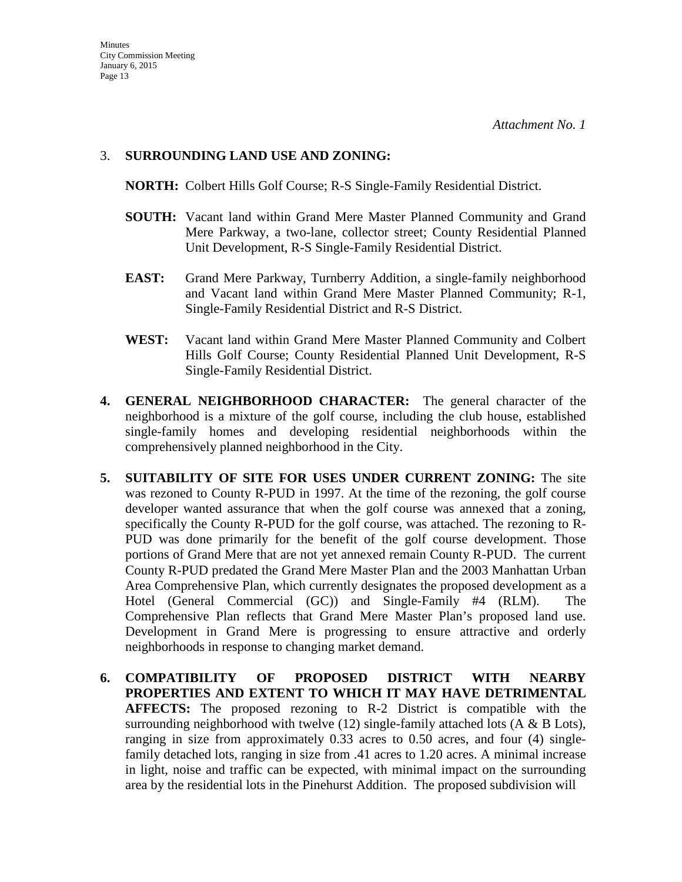*Attachment No. 1*

3. **SURROUNDING LAND USE AND ZONING:**

   **NORTH:** Colbert Hills Golf Course; R-S Single-Family Residential District.

   **SOUTH:** Vacant land within Grand Mere Master Planned Community and Grand Mere Parkway, a two-lane, collector street; County Residential Planned Unit Development, R-S Single-Family Residential District.

   **EAST:** Grand Mere Parkway, Turnberry Addition, a single-family neighborhood and Vacant land within Grand Mere Master Planned Community; R-1, Single-Family Residential District and R-S District.

   **WEST:** Vacant land within Grand Mere Master Planned Community and Colbert Hills Golf Course; County Residential Planned Unit Development, R-S Single-Family Residential District.

4. **GENERAL NEIGHBORHOOD CHARACTER:** The general character of the neighborhood is a mixture of the golf course, including the club house, established single-family homes and developing residential neighborhoods within the comprehensively planned neighborhood in the City.

5. **SUITABILITY OF SITE FOR USES UNDER CURRENT ZONING:** The site was rezoned to County R-PUD in 1997. At the time of the rezoning, the golf course developer wanted assurance that when the golf course was annexed that a zoning, specifically the County R-PUD for the golf course, was attached. The rezoning to R-PUD was done primarily for the benefit of the golf course development. Those portions of Grand Mere that are not yet annexed remain County R-PUD. The current County R-PUD predated the Grand Mere Master Plan and the 2003 Manhattan Urban Area Comprehensive Plan, which currently designates the proposed development as a Hotel (General Commercial (GC)) and Single-Family #4 (RLM). The Comprehensive Plan reflects that Grand Mere Master Plan's proposed land use. Development in Grand Mere is progressing to ensure attractive and orderly neighborhoods in response to changing market demand.

6. **COMPATIBILITY OF PROPOSED DISTRICT WITH NEARBY PROPERTIES AND EXTENT TO WHICH IT MAY HAVE DETRIMENTAL AFFECTS:** The proposed rezoning to R-2 District is compatible with the surrounding neighborhood with twelve (12) single-family attached lots (A & B Lots), ranging in size from approximately 0.33 acres to 0.50 acres, and four (4) single-family detached lots, ranging in size from .41 acres to 1.20 acres. A minimal increase in light, noise and traffic can be expected, with minimal impact on the surrounding area by the residential lots in the Pinehurst Addition. The proposed subdivision will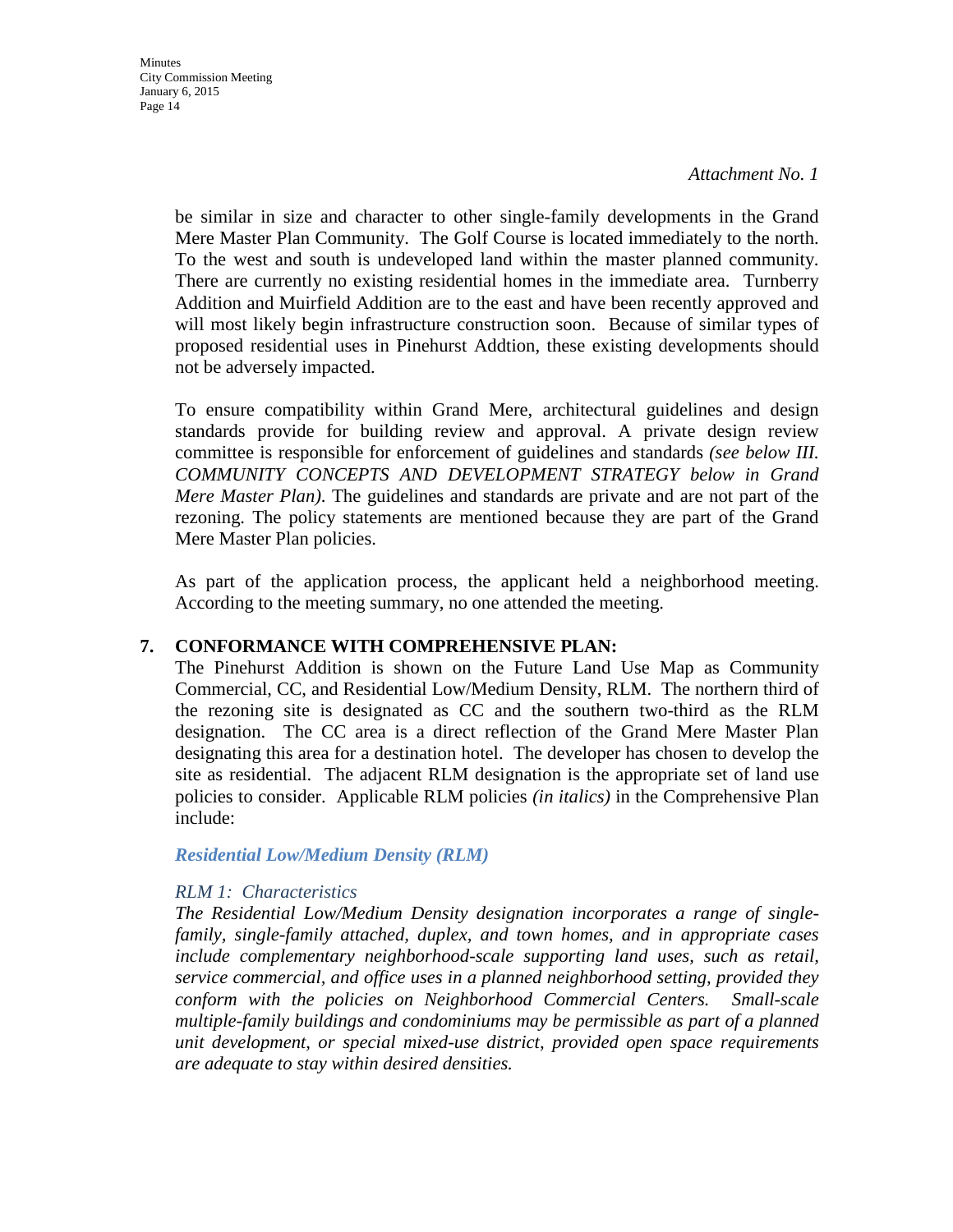*Attachment No. 1*

be similar in size and character to other single-family developments in the Grand Mere Master Plan Community. The Golf Course is located immediately to the north. To the west and south is undeveloped land within the master planned community. There are currently no existing residential homes in the immediate area. Turnberry Addition and Muirfield Addition are to the east and have been recently approved and will most likely begin infrastructure construction soon. Because of similar types of proposed residential uses in Pinehurst Addtion, these existing developments should not be adversely impacted.

To ensure compatibility within Grand Mere, architectural guidelines and design standards provide for building review and approval. A private design review committee is responsible for enforcement of guidelines and standards *(see below III. COMMUNITY CONCEPTS AND DEVELOPMENT STRATEGY below in Grand Mere Master Plan)*. The guidelines and standards are private and are not part of the rezoning. The policy statements are mentioned because they are part of the Grand Mere Master Plan policies.

As part of the application process, the applicant held a neighborhood meeting. According to the meeting summary, no one attended the meeting.

**7. CONFORMANCE WITH COMPREHENSIVE PLAN:**

The Pinehurst Addition is shown on the Future Land Use Map as Community Commercial, CC, and Residential Low/Medium Density, RLM. The northern third of the rezoning site is designated as CC and the southern two-third as the RLM designation. The CC area is a direct reflection of the Grand Mere Master Plan designating this area for a destination hotel. The developer has chosen to develop the site as residential. The adjacent RLM designation is the appropriate set of land use policies to consider. Applicable RLM policies *(in italics)* in the Comprehensive Plan include:

***Residential Low/Medium Density (RLM)***

*RLM 1: Characteristics*

*The Residential Low/Medium Density designation incorporates a range of single-family, single-family attached, duplex, and town homes, and in appropriate cases include complementary neighborhood-scale supporting land uses, such as retail, service commercial, and office uses in a planned neighborhood setting, provided they conform with the policies on Neighborhood Commercial Centers. Small-scale multiple-family buildings and condominiums may be permissible as part of a planned unit development, or special mixed-use district, provided open space requirements are adequate to stay within desired densities.*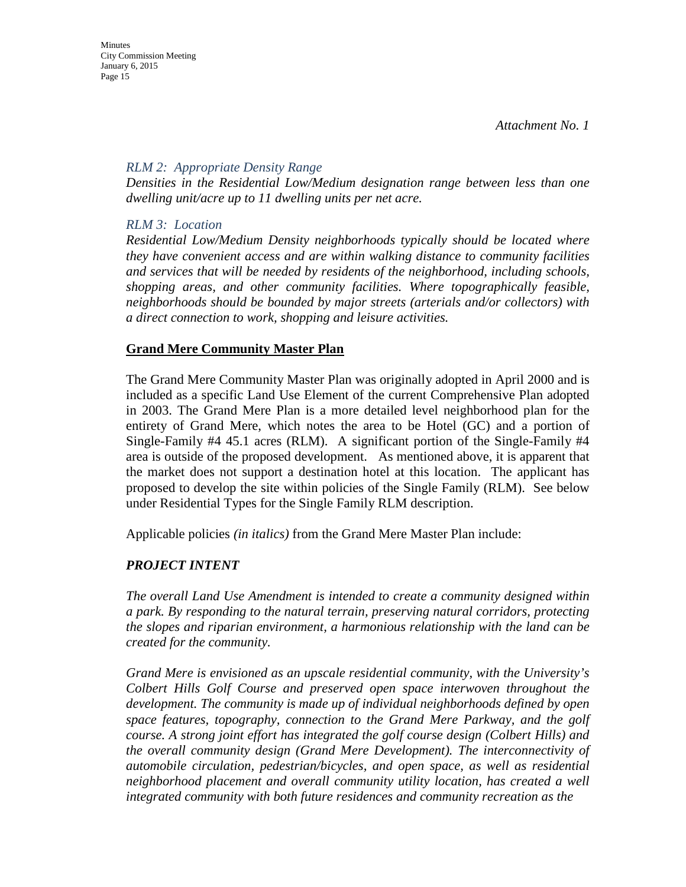*Attachment No. 1*

*RLM 2: Appropriate Density Range*

*Densities in the Residential Low/Medium designation range between less than one dwelling unit/acre up to 11 dwelling units per net acre.*

*RLM 3: Location*

*Residential Low/Medium Density neighborhoods typically should be located where they have convenient access and are within walking distance to community facilities and services that will be needed by residents of the neighborhood, including schools, shopping areas, and other community facilities. Where topographically feasible, neighborhoods should be bounded by major streets (arterials and/or collectors) with a direct connection to work, shopping and leisure activities.*

**Grand Mere Community Master Plan**

The Grand Mere Community Master Plan was originally adopted in April 2000 and is included as a specific Land Use Element of the current Comprehensive Plan adopted in 2003. The Grand Mere Plan is a more detailed level neighborhood plan for the entirety of Grand Mere, which notes the area to be Hotel (GC) and a portion of Single-Family #4 45.1 acres (RLM). A significant portion of the Single-Family #4 area is outside of the proposed development. As mentioned above, it is apparent that the market does not support a destination hotel at this location. The applicant has proposed to develop the site within policies of the Single Family (RLM). See below under Residential Types for the Single Family RLM description.

Applicable policies *(in italics)* from the Grand Mere Master Plan include:

***PROJECT INTENT***

*The overall Land Use Amendment is intended to create a community designed within a park. By responding to the natural terrain, preserving natural corridors, protecting the slopes and riparian environment, a harmonious relationship with the land can be created for the community.*

*Grand Mere is envisioned as an upscale residential community, with the University's Colbert Hills Golf Course and preserved open space interwoven throughout the development. The community is made up of individual neighborhoods defined by open space features, topography, connection to the Grand Mere Parkway, and the golf course. A strong joint effort has integrated the golf course design (Colbert Hills) and the overall community design (Grand Mere Development). The interconnectivity of automobile circulation, pedestrian/bicycles, and open space, as well as residential neighborhood placement and overall community utility location, has created a well integrated community with both future residences and community recreation as the*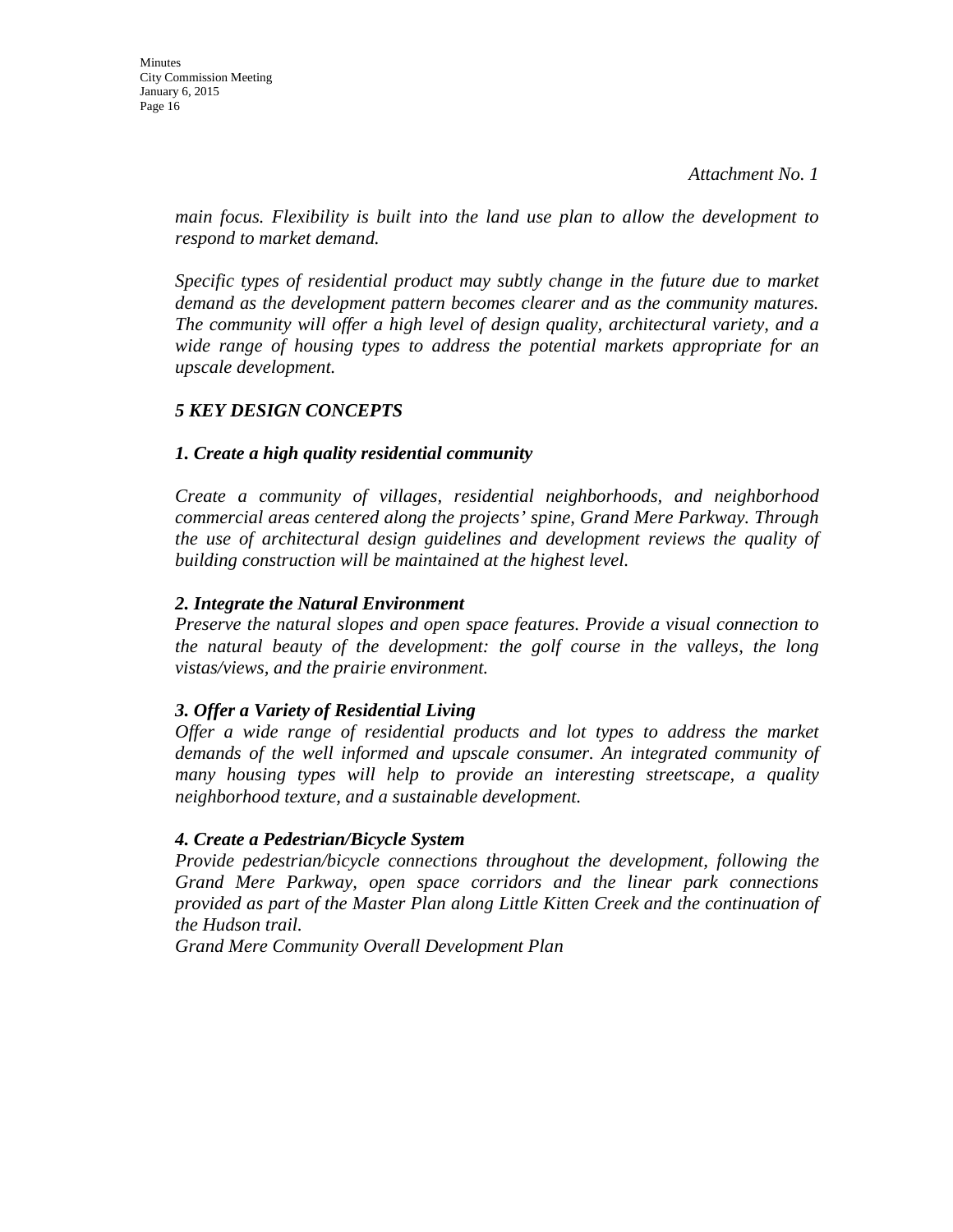*Attachment No. 1*

*main focus. Flexibility is built into the land use plan to allow the development to respond to market demand.*

*Specific types of residential product may subtly change in the future due to market demand as the development pattern becomes clearer and as the community matures. The community will offer a high level of design quality, architectural variety, and a wide range of housing types to address the potential markets appropriate for an upscale development.*

***5 KEY DESIGN CONCEPTS***

***1. Create a high quality residential community***

*Create a community of villages, residential neighborhoods, and neighborhood commercial areas centered along the projects' spine, Grand Mere Parkway. Through the use of architectural design guidelines and development reviews the quality of building construction will be maintained at the highest level.*

***2. Integrate the Natural Environment***

*Preserve the natural slopes and open space features. Provide a visual connection to the natural beauty of the development: the golf course in the valleys, the long vistas/views, and the prairie environment.*

***3. Offer a Variety of Residential Living***

*Offer a wide range of residential products and lot types to address the market demands of the well informed and upscale consumer. An integrated community of many housing types will help to provide an interesting streetscape, a quality neighborhood texture, and a sustainable development.*

***4. Create a Pedestrian/Bicycle System***

*Provide pedestrian/bicycle connections throughout the development, following the Grand Mere Parkway, open space corridors and the linear park connections provided as part of the Master Plan along Little Kitten Creek and the continuation of the Hudson trail.*

*Grand Mere Community Overall Development Plan*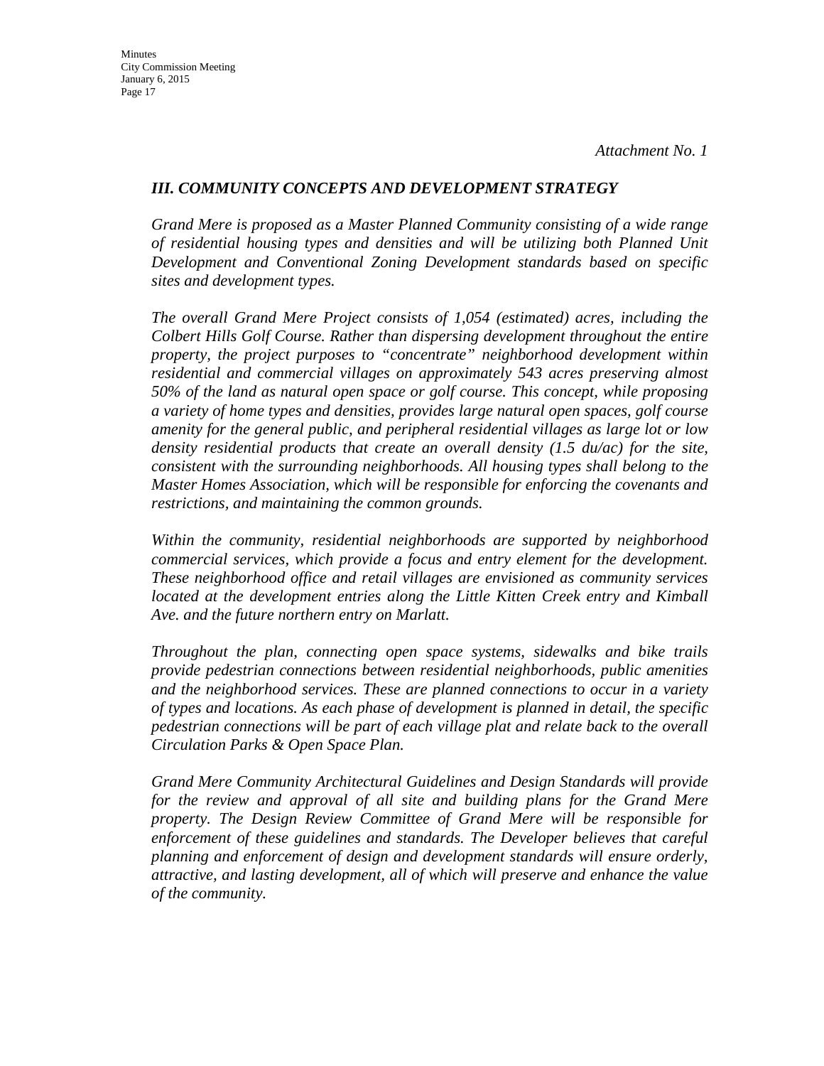*Attachment No. 1*

## *III. COMMUNITY CONCEPTS AND DEVELOPMENT STRATEGY*

*Grand Mere is proposed as a Master Planned Community consisting of a wide range of residential housing types and densities and will be utilizing both Planned Unit Development and Conventional Zoning Development standards based on specific sites and development types.*

*The overall Grand Mere Project consists of 1,054 (estimated) acres, including the Colbert Hills Golf Course. Rather than dispersing development throughout the entire property, the project purposes to "concentrate" neighborhood development within residential and commercial villages on approximately 543 acres preserving almost 50% of the land as natural open space or golf course. This concept, while proposing a variety of home types and densities, provides large natural open spaces, golf course amenity for the general public, and peripheral residential villages as large lot or low density residential products that create an overall density (1.5 du/ac) for the site, consistent with the surrounding neighborhoods. All housing types shall belong to the Master Homes Association, which will be responsible for enforcing the covenants and restrictions, and maintaining the common grounds.*

*Within the community, residential neighborhoods are supported by neighborhood commercial services, which provide a focus and entry element for the development. These neighborhood office and retail villages are envisioned as community services located at the development entries along the Little Kitten Creek entry and Kimball Ave. and the future northern entry on Marlatt.*

*Throughout the plan, connecting open space systems, sidewalks and bike trails provide pedestrian connections between residential neighborhoods, public amenities and the neighborhood services. These are planned connections to occur in a variety of types and locations. As each phase of development is planned in detail, the specific pedestrian connections will be part of each village plat and relate back to the overall Circulation Parks & Open Space Plan.*

*Grand Mere Community Architectural Guidelines and Design Standards will provide for the review and approval of all site and building plans for the Grand Mere property. The Design Review Committee of Grand Mere will be responsible for enforcement of these guidelines and standards. The Developer believes that careful planning and enforcement of design and development standards will ensure orderly, attractive, and lasting development, all of which will preserve and enhance the value of the community.*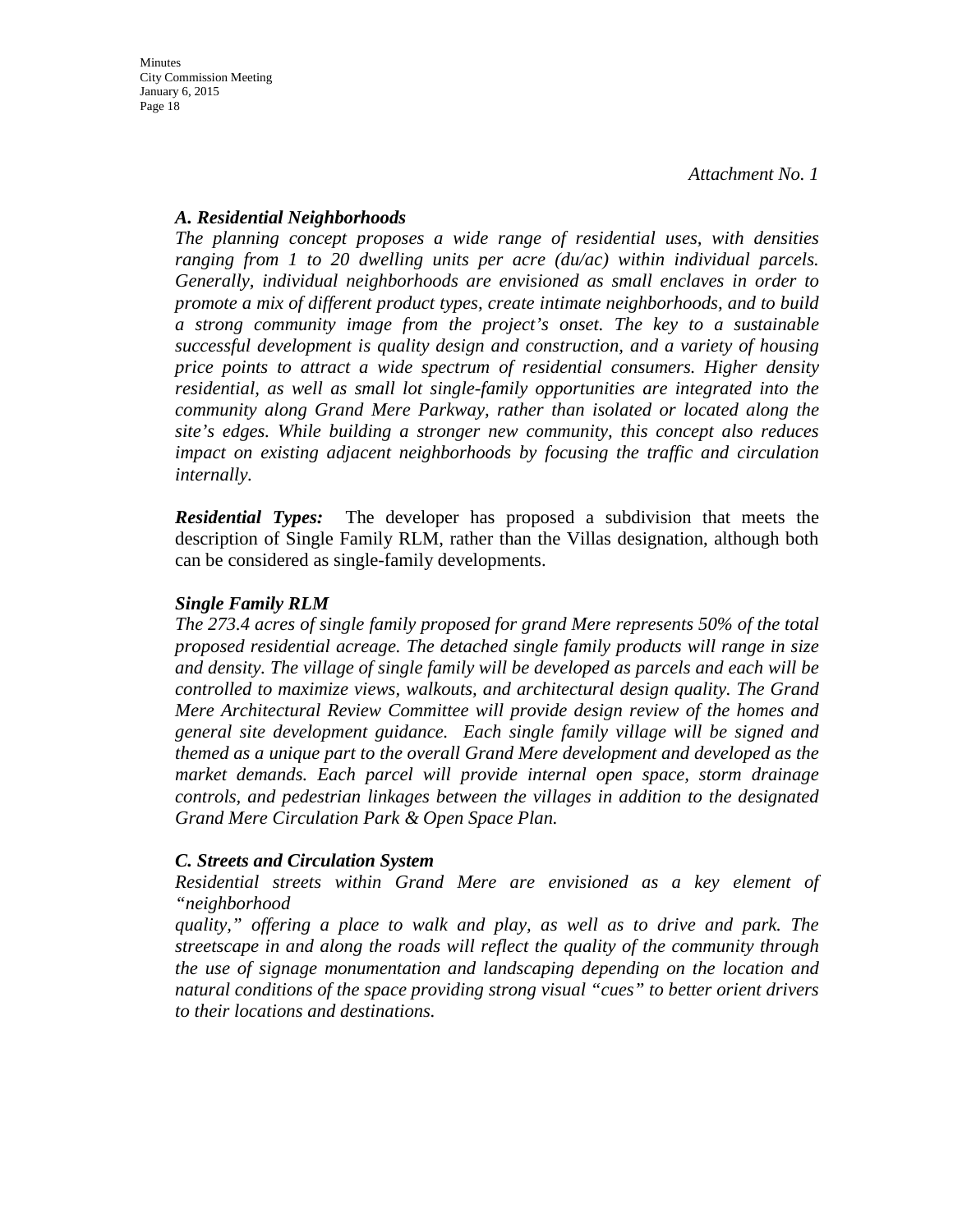*Attachment No. 1*

***A. Residential Neighborhoods***

*The planning concept proposes a wide range of residential uses, with densities ranging from 1 to 20 dwelling units per acre (du/ac) within individual parcels. Generally, individual neighborhoods are envisioned as small enclaves in order to promote a mix of different product types, create intimate neighborhoods, and to build a strong community image from the project's onset. The key to a sustainable successful development is quality design and construction, and a variety of housing price points to attract a wide spectrum of residential consumers. Higher density residential, as well as small lot single-family opportunities are integrated into the community along Grand Mere Parkway, rather than isolated or located along the site's edges. While building a stronger new community, this concept also reduces impact on existing adjacent neighborhoods by focusing the traffic and circulation internally.*

***Residential Types:*** The developer has proposed a subdivision that meets the description of Single Family RLM, rather than the Villas designation, although both can be considered as single-family developments.

***Single Family RLM***

*The 273.4 acres of single family proposed for grand Mere represents 50% of the total proposed residential acreage. The detached single family products will range in size and density. The village of single family will be developed as parcels and each will be controlled to maximize views, walkouts, and architectural design quality. The Grand Mere Architectural Review Committee will provide design review of the homes and general site development guidance. Each single family village will be signed and themed as a unique part to the overall Grand Mere development and developed as the market demands. Each parcel will provide internal open space, storm drainage controls, and pedestrian linkages between the villages in addition to the designated Grand Mere Circulation Park & Open Space Plan.*

***C. Streets and Circulation System***

*Residential streets within Grand Mere are envisioned as a key element of "neighborhood quality," offering a place to walk and play, as well as to drive and park. The streetscape in and along the roads will reflect the quality of the community through the use of signage monumentation and landscaping depending on the location and natural conditions of the space providing strong visual "cues" to better orient drivers to their locations and destinations.*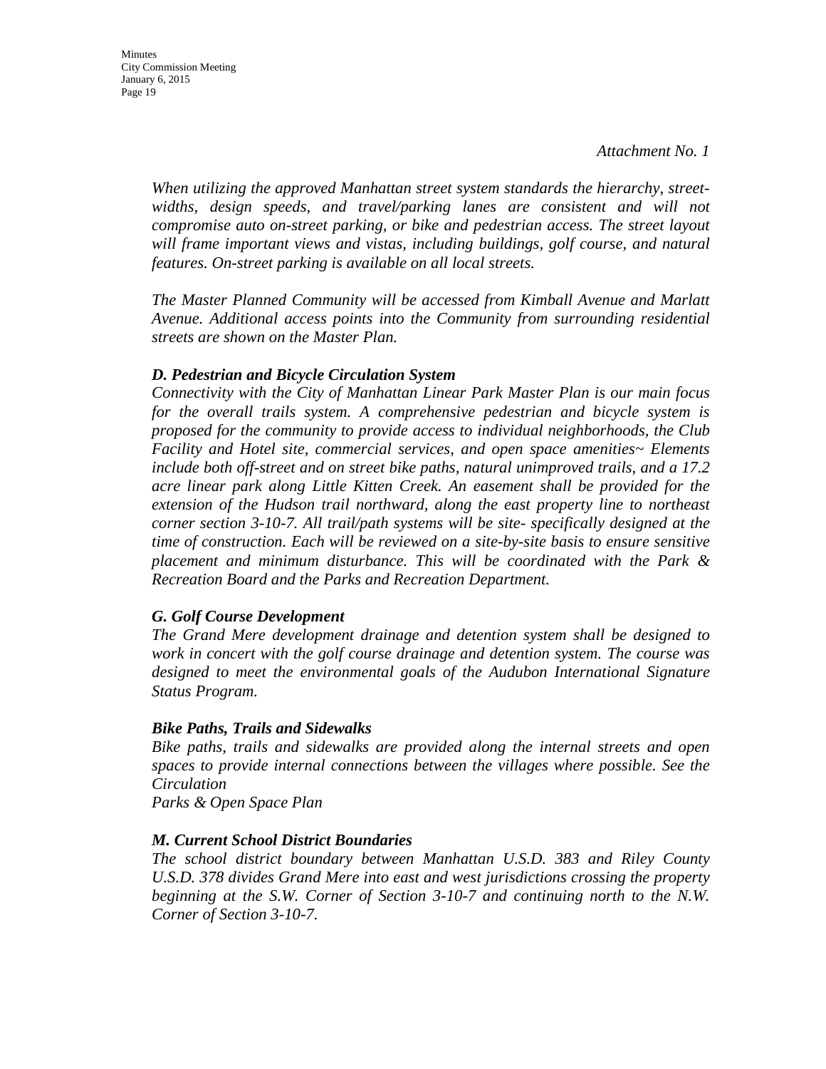*Attachment No. 1*

*When utilizing the approved Manhattan street system standards the hierarchy, street-widths, design speeds, and travel/parking lanes are consistent and will not compromise auto on-street parking, or bike and pedestrian access. The street layout will frame important views and vistas, including buildings, golf course, and natural features. On-street parking is available on all local streets.*

*The Master Planned Community will be accessed from Kimball Avenue and Marlatt Avenue. Additional access points into the Community from surrounding residential streets are shown on the Master Plan.*

***D. Pedestrian and Bicycle Circulation System***

*Connectivity with the City of Manhattan Linear Park Master Plan is our main focus for the overall trails system. A comprehensive pedestrian and bicycle system is proposed for the community to provide access to individual neighborhoods, the Club Facility and Hotel site, commercial services, and open space amenities~ Elements include both off-street and on street bike paths, natural unimproved trails, and a 17.2 acre linear park along Little Kitten Creek. An easement shall be provided for the extension of the Hudson trail northward, along the east property line to northeast corner section 3-10-7. All trail/path systems will be site- specifically designed at the time of construction. Each will be reviewed on a site-by-site basis to ensure sensitive placement and minimum disturbance. This will be coordinated with the Park & Recreation Board and the Parks and Recreation Department.*

***G. Golf Course Development***

*The Grand Mere development drainage and detention system shall be designed to work in concert with the golf course drainage and detention system. The course was designed to meet the environmental goals of the Audubon International Signature Status Program.*

***Bike Paths, Trails and Sidewalks***

*Bike paths, trails and sidewalks are provided along the internal streets and open spaces to provide internal connections between the villages where possible. See the Circulation*
*Parks & Open Space Plan*

***M. Current School District Boundaries***

*The school district boundary between Manhattan U.S.D. 383 and Riley County U.S.D. 378 divides Grand Mere into east and west jurisdictions crossing the property beginning at the S.W. Corner of Section 3-10-7 and continuing north to the N.W. Corner of Section 3-10-7.*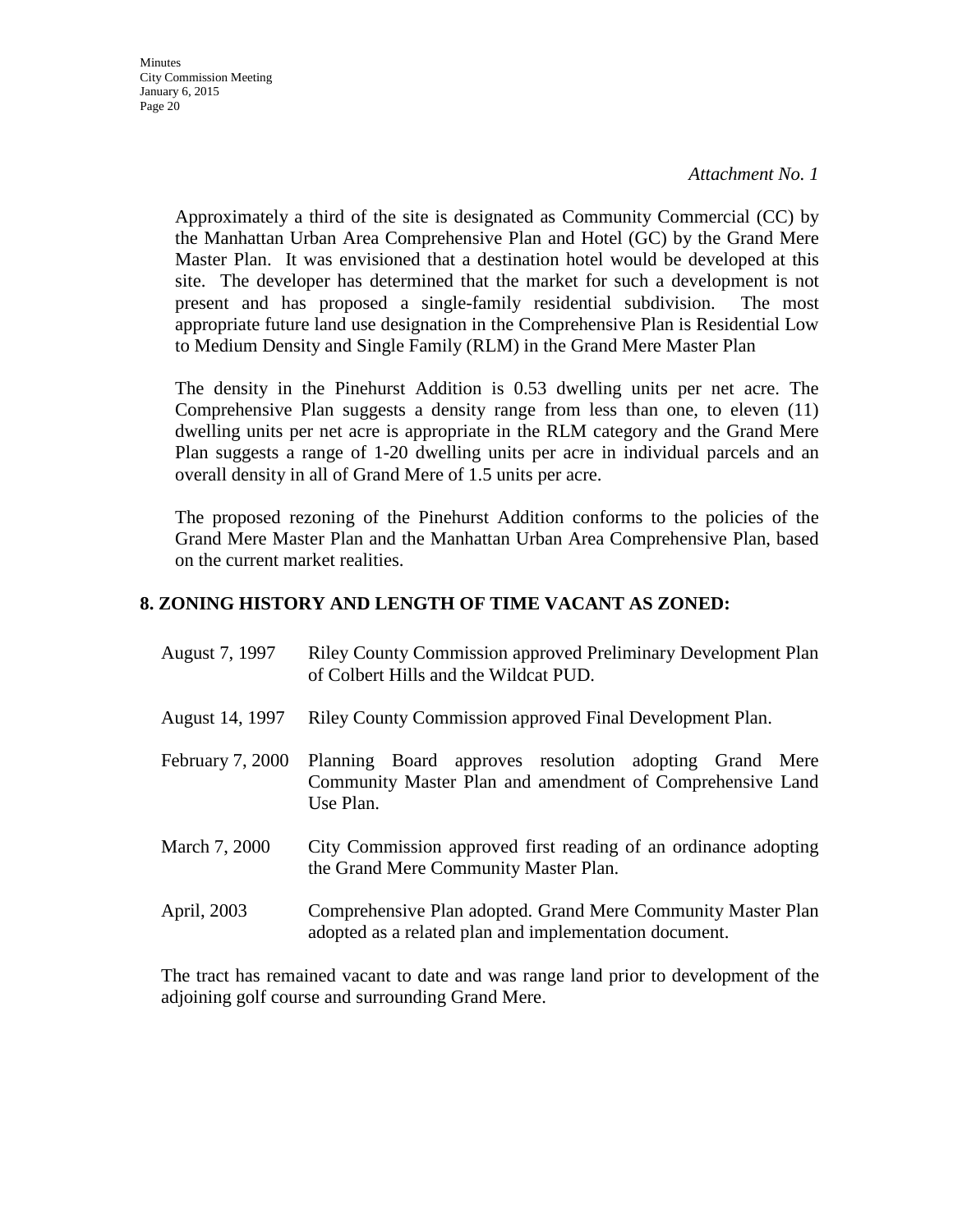*Attachment No. 1*

Approximately a third of the site is designated as Community Commercial (CC) by the Manhattan Urban Area Comprehensive Plan and Hotel (GC) by the Grand Mere Master Plan. It was envisioned that a destination hotel would be developed at this site. The developer has determined that the market for such a development is not present and has proposed a single-family residential subdivision. The most appropriate future land use designation in the Comprehensive Plan is Residential Low to Medium Density and Single Family (RLM) in the Grand Mere Master Plan

The density in the Pinehurst Addition is 0.53 dwelling units per net acre. The Comprehensive Plan suggests a density range from less than one, to eleven (11) dwelling units per net acre is appropriate in the RLM category and the Grand Mere Plan suggests a range of 1-20 dwelling units per acre in individual parcels and an overall density in all of Grand Mere of 1.5 units per acre.

The proposed rezoning of the Pinehurst Addition conforms to the policies of the Grand Mere Master Plan and the Manhattan Urban Area Comprehensive Plan, based on the current market realities.

**8. ZONING HISTORY AND LENGTH OF TIME VACANT AS ZONED:**

| | |
|---|---|
| August 7, 1997 | Riley County Commission approved Preliminary Development Plan of Colbert Hills and the Wildcat PUD. |
| August 14, 1997 | Riley County Commission approved Final Development Plan. |
| February 7, 2000 | Planning Board approves resolution adopting Grand Mere Community Master Plan and amendment of Comprehensive Land Use Plan. |
| March 7, 2000 | City Commission approved first reading of an ordinance adopting the Grand Mere Community Master Plan. |
| April, 2003 | Comprehensive Plan adopted. Grand Mere Community Master Plan adopted as a related plan and implementation document. |

The tract has remained vacant to date and was range land prior to development of the adjoining golf course and surrounding Grand Mere.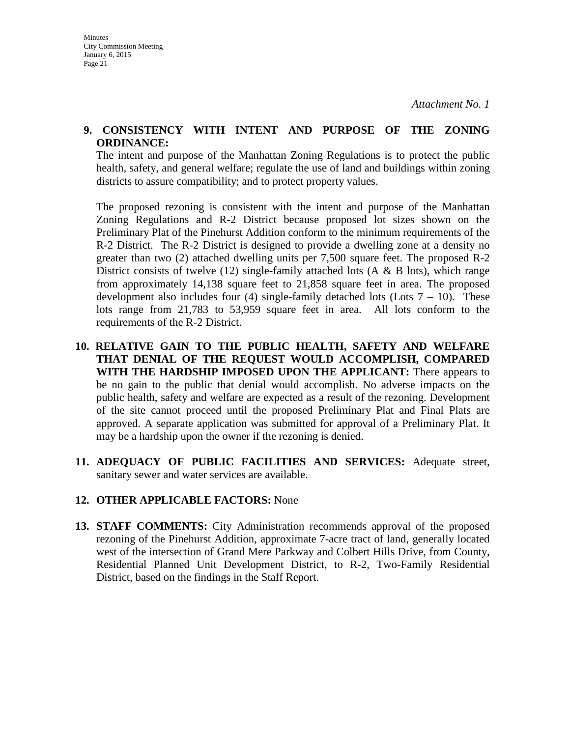*Attachment No. 1*

**9. CONSISTENCY WITH INTENT AND PURPOSE OF THE ZONING ORDINANCE:**

The intent and purpose of the Manhattan Zoning Regulations is to protect the public health, safety, and general welfare; regulate the use of land and buildings within zoning districts to assure compatibility; and to protect property values.

The proposed rezoning is consistent with the intent and purpose of the Manhattan Zoning Regulations and R-2 District because proposed lot sizes shown on the Preliminary Plat of the Pinehurst Addition conform to the minimum requirements of the R-2 District. The R-2 District is designed to provide a dwelling zone at a density no greater than two (2) attached dwelling units per 7,500 square feet. The proposed R-2 District consists of twelve (12) single-family attached lots (A & B lots), which range from approximately 14,138 square feet to 21,858 square feet in area. The proposed development also includes four (4) single-family detached lots (Lots 7 – 10). These lots range from 21,783 to 53,959 square feet in area. All lots conform to the requirements of the R-2 District.

**10. RELATIVE GAIN TO THE PUBLIC HEALTH, SAFETY AND WELFARE THAT DENIAL OF THE REQUEST WOULD ACCOMPLISH, COMPARED WITH THE HARDSHIP IMPOSED UPON THE APPLICANT:** There appears to be no gain to the public that denial would accomplish. No adverse impacts on the public health, safety and welfare are expected as a result of the rezoning. Development of the site cannot proceed until the proposed Preliminary Plat and Final Plats are approved. A separate application was submitted for approval of a Preliminary Plat. It may be a hardship upon the owner if the rezoning is denied.

**11. ADEQUACY OF PUBLIC FACILITIES AND SERVICES:** Adequate street, sanitary sewer and water services are available.

**12. OTHER APPLICABLE FACTORS:** None

**13. STAFF COMMENTS:** City Administration recommends approval of the proposed rezoning of the Pinehurst Addition, approximate 7-acre tract of land, generally located west of the intersection of Grand Mere Parkway and Colbert Hills Drive, from County, Residential Planned Unit Development District, to R-2, Two-Family Residential District, based on the findings in the Staff Report.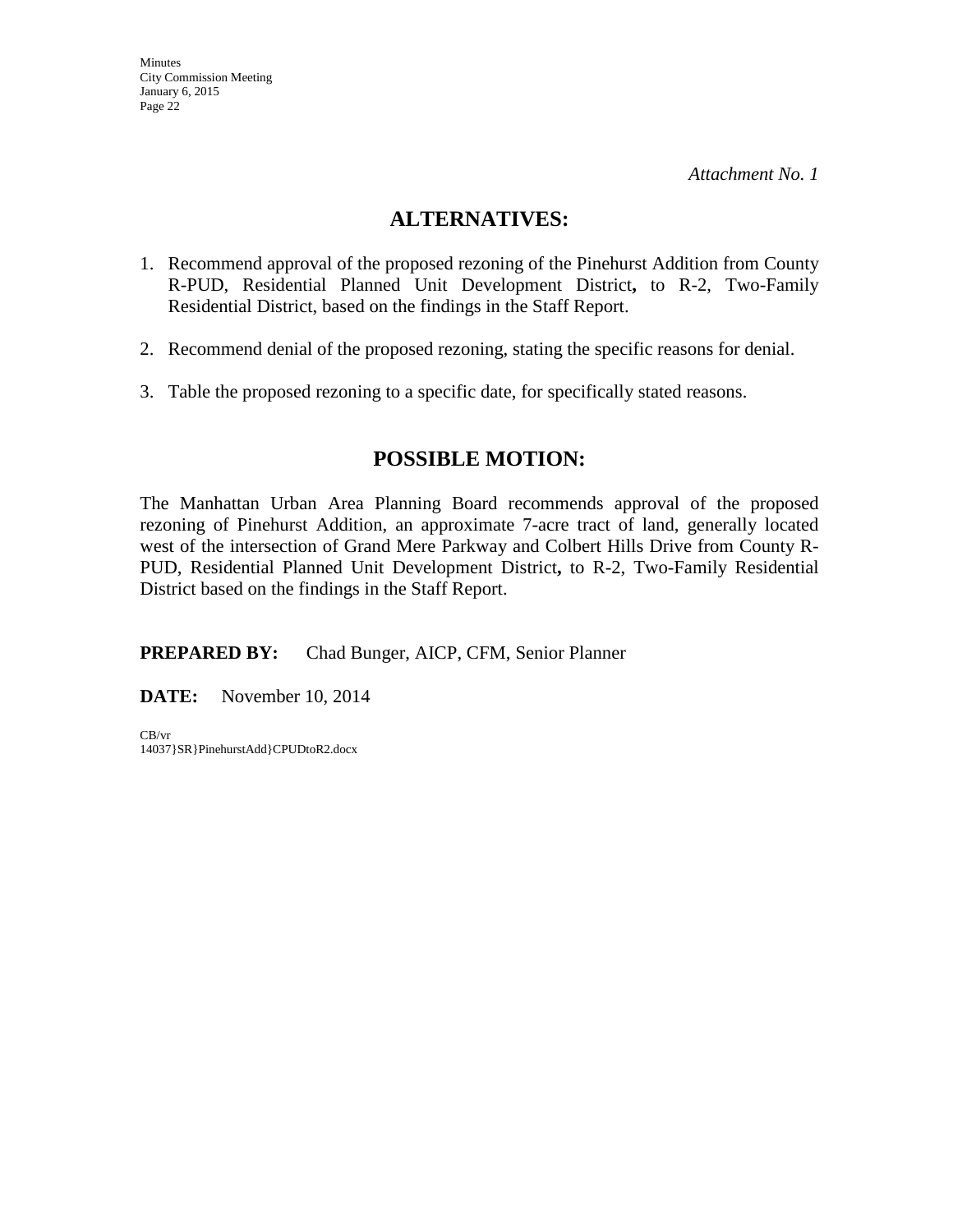*Attachment No. 1*

## ALTERNATIVES:

1. Recommend approval of the proposed rezoning of the Pinehurst Addition from County R-PUD, Residential Planned Unit Development District**,** to R-2, Two-Family Residential District, based on the findings in the Staff Report.

2. Recommend denial of the proposed rezoning, stating the specific reasons for denial.

3. Table the proposed rezoning to a specific date, for specifically stated reasons.

## POSSIBLE MOTION:

The Manhattan Urban Area Planning Board recommends approval of the proposed rezoning of Pinehurst Addition, an approximate 7-acre tract of land, generally located west of the intersection of Grand Mere Parkway and Colbert Hills Drive from County R-PUD, Residential Planned Unit Development District**,** to R-2, Two-Family Residential District based on the findings in the Staff Report.

**PREPARED BY:** Chad Bunger, AICP, CFM, Senior Planner

**DATE:** November 10, 2014

CB/vr
14037}SR}PinehurstAdd}CPUDtoR2.docx